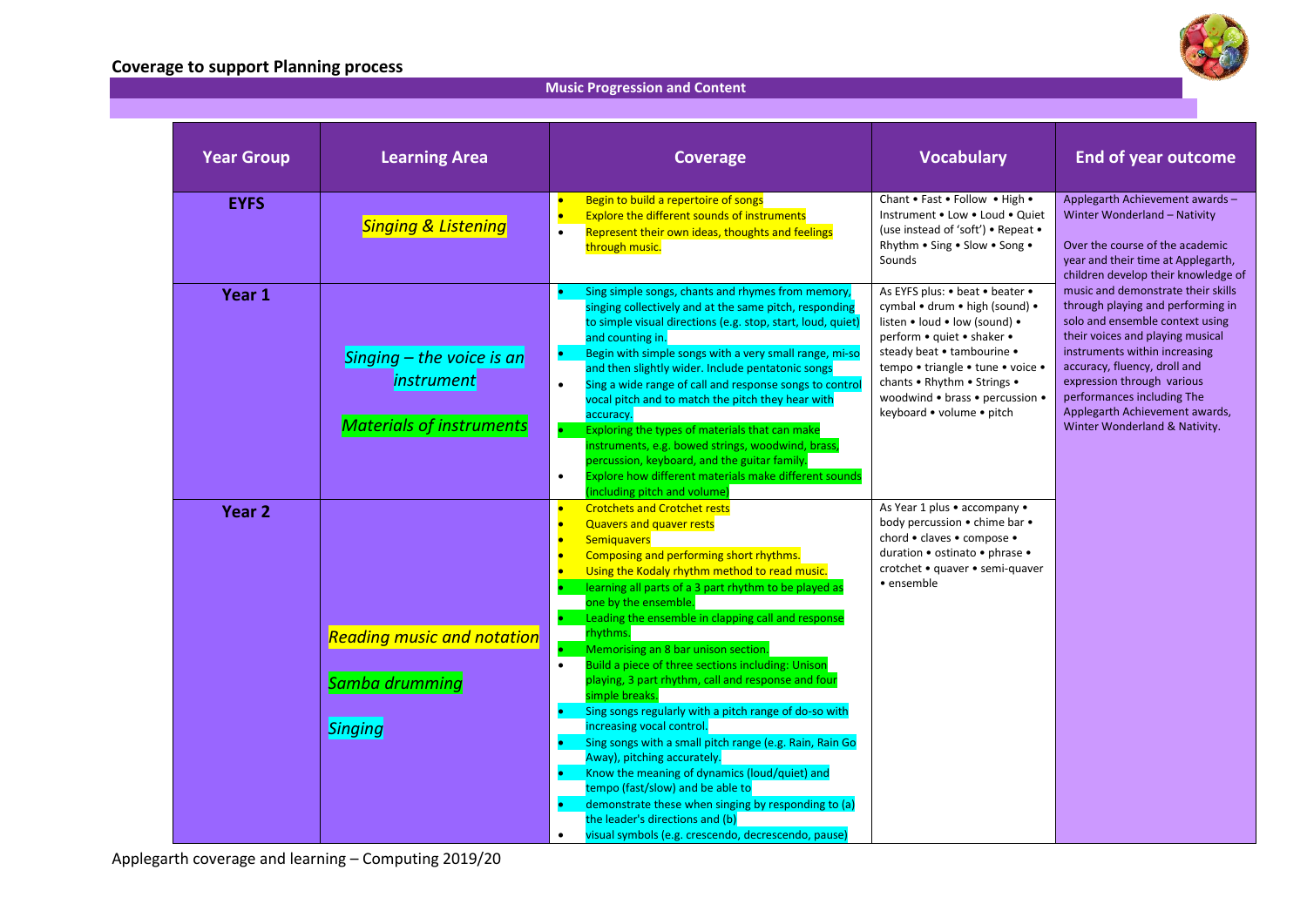## Coverage to support Planning process

**Music Progression and Content**

| Year Group | Learning Area | Coverage | Vocabulary | End of year outcome |
|---|---|---|---|---|
| **EYFS** | *Singing & Listening* | • Begin to build a repertoire of songs<br>• Explore the different sounds of instruments<br>• Represent their own ideas, thoughts and feelings through music. | Chant • Fast • Follow • High • Instrument • Low • Loud • Quiet (use instead of 'soft') • Repeat • Rhythm • Sing • Slow • Song • Sounds | Applegarth Achievement awards – Winter Wonderland – Nativity<br><br>Over the course of the academic year and their time at Applegarth, children develop their knowledge of music and demonstrate their skills through playing and performing in solo and ensemble context using their voices and playing musical instruments within increasing accuracy, fluency, droll and expression through various performances including The Applegarth Achievement awards, Winter Wonderland & Nativity. |
| **Year 1** | *Singing – the voice is an instrument*<br><br>*Materials of instruments* | • Sing simple songs, chants and rhymes from memory, singing collectively and at the same pitch, responding to simple visual directions (e.g. stop, start, loud, quiet) and counting in.<br>• Begin with simple songs with a very small range, mi-so and then slightly wider. Include pentatonic songs<br>• Sing a wide range of call and response songs to control vocal pitch and to match the pitch they hear with accuracy.<br>• Exploring the types of materials that can make instruments, e.g. bowed strings, woodwind, brass, percussion, keyboard, and the guitar family.<br>• Explore how different materials make different sounds (including pitch and volume) | As EYFS plus: • beat • beater • cymbal • drum • high (sound) • listen • loud • low (sound) • perform • quiet • shaker • steady beat • tambourine • tempo • triangle • tune • voice • chants • Rhythm • Strings • woodwind • brass • percussion • keyboard • volume • pitch | |
| **Year 2** | *Reading music and notation*<br><br>*Samba drumming*<br><br>*Singing* | • Crotchets and Crotchet rests<br>• Quavers and quaver rests<br>• Semiquavers<br>• Composing and performing short rhythms.<br>• Using the Kodaly rhythm method to read music.<br>• learning all parts of a 3 part rhythm to be played as one by the ensemble.<br>• Leading the ensemble in clapping call and response rhythms.<br>• Memorising an 8 bar unison section.<br>• Build a piece of three sections including: Unison playing, 3 part rhythm, call and response and four simple breaks.<br>• Sing songs regularly with a pitch range of do-so with increasing vocal control.<br>• Sing songs with a small pitch range (e.g. Rain, Rain Go Away), pitching accurately.<br>• Know the meaning of dynamics (loud/quiet) and tempo (fast/slow) and be able to<br>• demonstrate these when singing by responding to (a) the leader's directions and (b)<br>• visual symbols (e.g. crescendo, decrescendo, pause) | As Year 1 plus • accompany • body percussion • chime bar • chord • claves • compose • duration • ostinato • phrase • crotchet • quaver • semi-quaver • ensemble | |

Applegarth coverage and learning – Computing 2019/20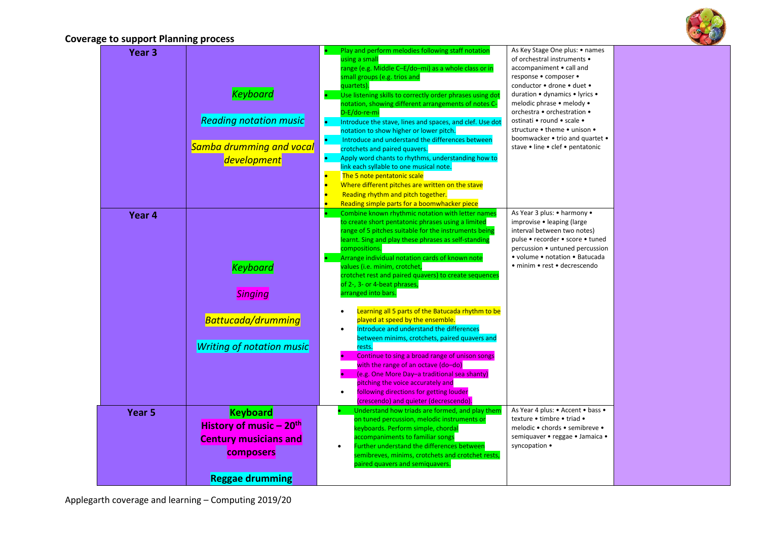## Coverage to support Planning process

| | | | | |
|---|---|---|---|---|
| **Year 3** | *Keyboard*<br><br>*Reading notation music*<br><br>*Samba drumming and vocal development* | • Play and perform melodies following staff notation using a small range (e.g. Middle C–E/do–mi) as a whole class or in small groups (e.g. trios and quartets).<br>• Use listening skills to correctly order phrases using dot notation, showing different arrangements of notes C-D-E/do-re-mi<br>• Introduce the stave, lines and spaces, and clef. Use dot notation to show higher or lower pitch.<br>• Introduce and understand the differences between crotchets and paired quavers.<br>• Apply word chants to rhythms, understanding how to link each syllable to one musical note.<br>• The 5 note pentatonic scale<br>• Where different pitches are written on the stave<br>• Reading rhythm and pitch together.<br>• Reading simple parts for a boomwhacker piece | As Key Stage One plus: • names of orchestral instruments • accompaniment • call and response • composer • conductor • drone • duet • duration • dynamics • lyrics • melodic phrase • melody • orchestra • orchestration • ostinati • round • scale • structure • theme • unison • boomwacker • trio and quartet • stave • line • clef • pentatonic | |
| **Year 4** | *Keyboard*<br><br>*Singing*<br><br>*Battucada/drumming*<br><br>*Writing of notation music* | • Combine known rhythmic notation with letter names to create short pentatonic phrases using a limited range of 5 pitches suitable for the instruments being learnt. Sing and play these phrases as self-standing compositions.<br>• Arrange individual notation cards of known note values (i.e. minim, crotchet, crotchet rest and paired quavers) to create sequences of 2-, 3- or 4-beat phrases, arranged into bars.<br>• Learning all 5 parts of the Batucada rhythm to be played at speed by the ensemble.<br>• Introduce and understand the differences between minims, crotchets, paired quavers and rests.<br>• Continue to sing a broad range of unison songs with the range of an octave (do–do)<br>• (e.g. One More Day–a traditional sea shanty) pitching the voice accurately and<br>• following directions for getting louder (crescendo) and quieter (decrescendo). | As Year 3 plus: • harmony • improvise • leaping (large interval between two notes) pulse • recorder • score • tuned percussion • untuned percussion • volume • notation • Batucada • minim • rest • decrescendo | |
| **Year 5** | **Keyboard**<br>**History of music – 20th Century musicians and composers**<br><br>**Reggae drumming** | • Understand how triads are formed, and play them on tuned percussion, melodic instruments or keyboards. Perform simple, chordal accompaniments to familiar songs<br>• Further understand the differences between semibreves, minims, crotchets and crotchet rests, paired quavers and semiquavers. | As Year 4 plus: • Accent • bass • texture • timbre • triad • melodic • chords • semibreve • semiquaver • reggae • Jamaica • syncopation • | |

Applegarth coverage and learning – Computing 2019/20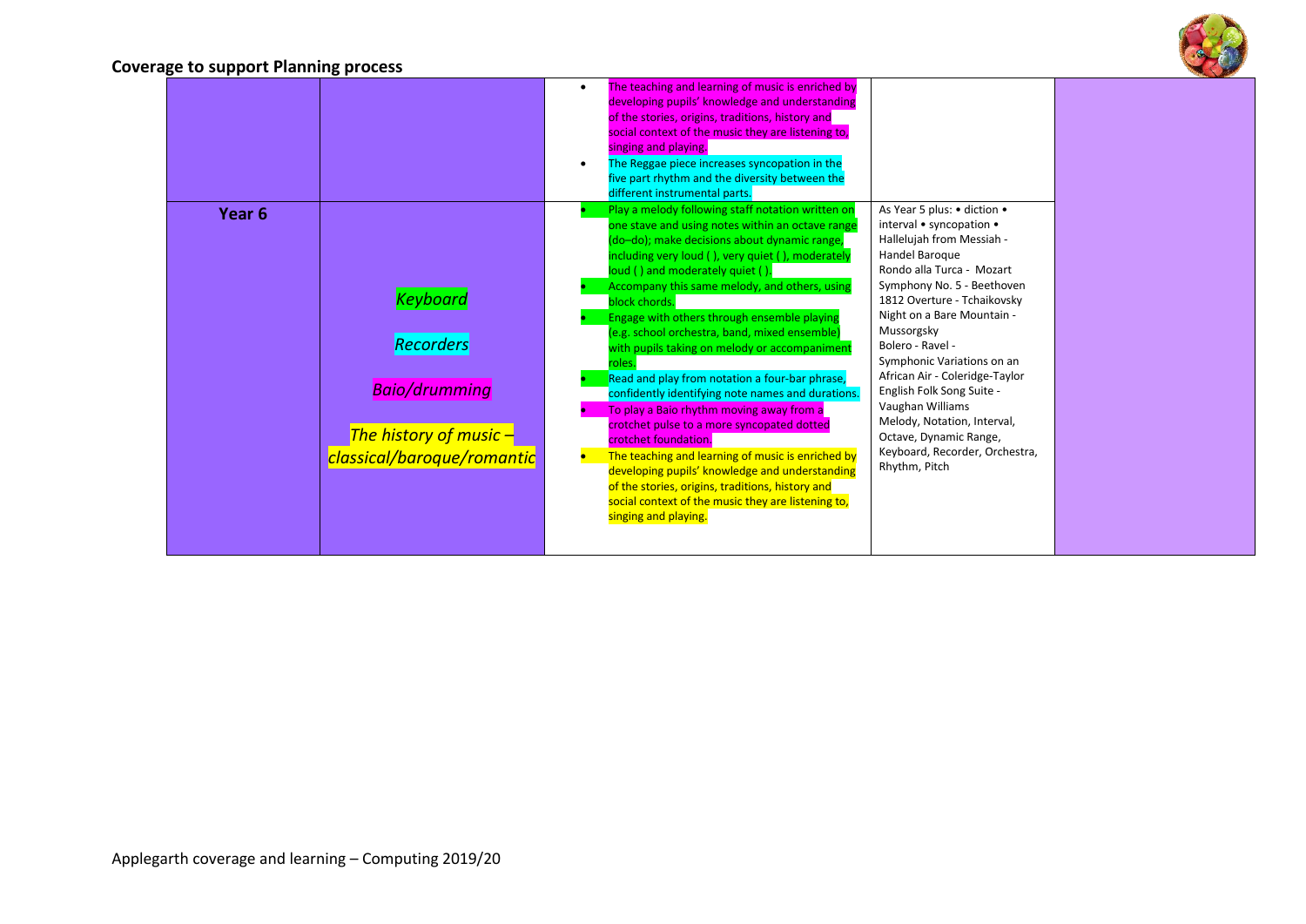## Coverage to support Planning process

| | | | | |
|---|---|---|---|---|
| | | • The teaching and learning of music is enriched by developing pupils' knowledge and understanding of the stories, origins, traditions, history and social context of the music they are listening to, singing and playing.<br>• The Reggae piece increases syncopation in the five part rhythm and the diversity between the different instrumental parts. | | |
| **Year 6** | *Keyboard*<br><br>*Recorders*<br><br>*Baio/drumming*<br><br>*The history of music – classical/baroque/romantic* | • Play a melody following staff notation written on one stave and using notes within an octave range (do–do); make decisions about dynamic range, including very loud ( ), very quiet ( ), moderately loud ( ) and moderately quiet ( ).<br>• Accompany this same melody, and others, using block chords.<br>• Engage with others through ensemble playing (e.g. school orchestra, band, mixed ensemble) with pupils taking on melody or accompaniment roles.<br>• Read and play from notation a four-bar phrase, confidently identifying note names and durations.<br>• To play a Baio rhythm moving away from a crotchet pulse to a more syncopated dotted crotchet foundation.<br>• The teaching and learning of music is enriched by developing pupils' knowledge and understanding of the stories, origins, traditions, history and social context of the music they are listening to, singing and playing. | As Year 5 plus: • diction • interval • syncopation • Hallelujah from Messiah - Handel Baroque<br>Rondo alla Turca - Mozart<br>Symphony No. 5 - Beethoven<br>1812 Overture - Tchaikovsky<br>Night on a Bare Mountain - Mussorgsky<br>Bolero - Ravel -<br>Symphonic Variations on an African Air - Coleridge-Taylor<br>English Folk Song Suite - Vaughan Williams<br>Melody, Notation, Interval, Octave, Dynamic Range, Keyboard, Recorder, Orchestra, Rhythm, Pitch | |

Applegarth coverage and learning – Computing 2019/20